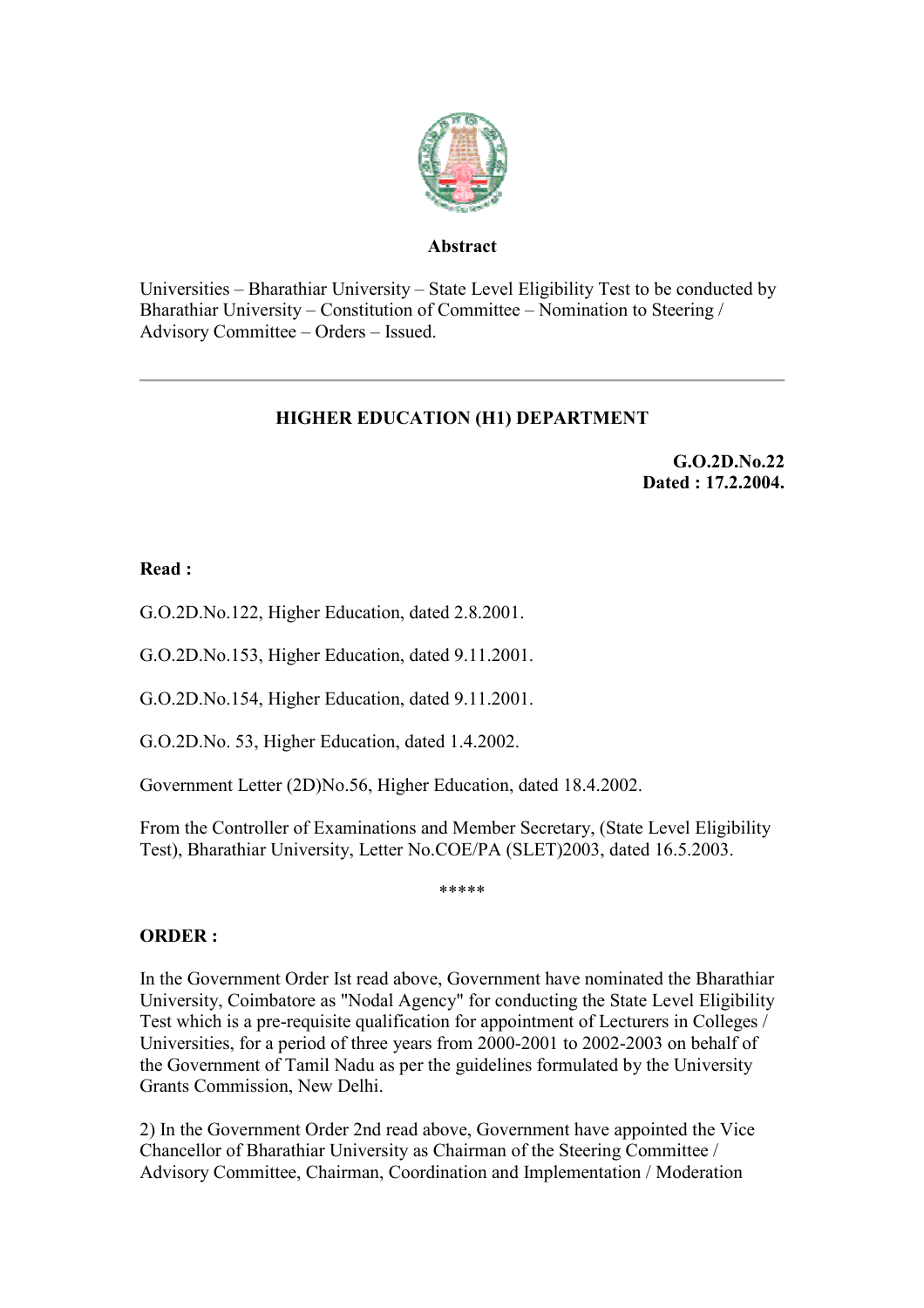**Abstract**

Universities – Bharathiar University – State Level Eligibility Test to be conducted by Bharathiar University – Constitution of Committee – Nomination to Steering / Advisory Committee – Orders – Issued.

---

**HIGHER EDUCATION (H1) DEPARTMENT**

**G.O.2D.No.22**
**Dated : 17.2.2004.**

**Read :**

G.O.2D.No.122, Higher Education, dated 2.8.2001.

G.O.2D.No.153, Higher Education, dated 9.11.2001.

G.O.2D.No.154, Higher Education, dated 9.11.2001.

G.O.2D.No. 53, Higher Education, dated 1.4.2002.

Government Letter (2D)No.56, Higher Education, dated 18.4.2002.

From the Controller of Examinations and Member Secretary, (State Level Eligibility Test), Bharathiar University, Letter No.COE/PA (SLET)2003, dated 16.5.2003.

*****

**ORDER :**

In the Government Order Ist read above, Government have nominated the Bharathiar University, Coimbatore as "Nodal Agency" for conducting the State Level Eligibility Test which is a pre-requisite qualification for appointment of Lecturers in Colleges / Universities, for a period of three years from 2000-2001 to 2002-2003 on behalf of the Government of Tamil Nadu as per the guidelines formulated by the University Grants Commission, New Delhi.

2) In the Government Order 2nd read above, Government have appointed the Vice Chancellor of Bharathiar University as Chairman of the Steering Committee / Advisory Committee, Chairman, Coordination and Implementation / Moderation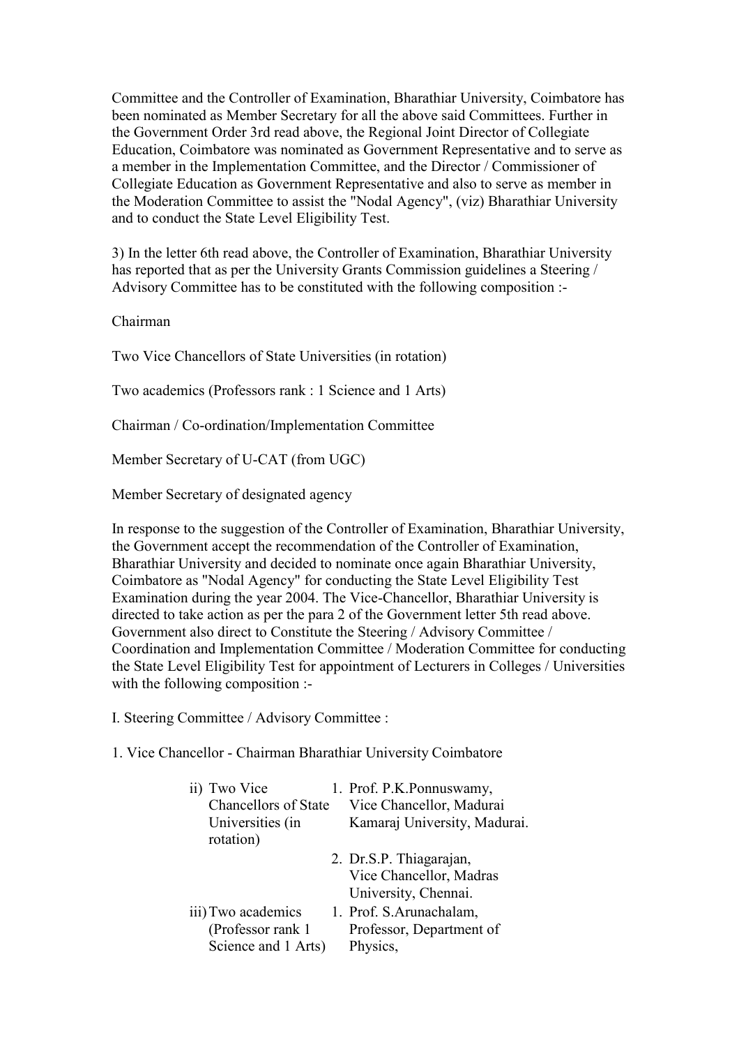Committee and the Controller of Examination, Bharathiar University, Coimbatore has been nominated as Member Secretary for all the above said Committees. Further in the Government Order 3rd read above, the Regional Joint Director of Collegiate Education, Coimbatore was nominated as Government Representative and to serve as a member in the Implementation Committee, and the Director / Commissioner of Collegiate Education as Government Representative and also to serve as member in the Moderation Committee to assist the "Nodal Agency", (viz) Bharathiar University and to conduct the State Level Eligibility Test.

3) In the letter 6th read above, the Controller of Examination, Bharathiar University has reported that as per the University Grants Commission guidelines a Steering / Advisory Committee has to be constituted with the following composition :-

Chairman

Two Vice Chancellors of State Universities (in rotation)

Two academics (Professors rank : 1 Science and 1 Arts)

Chairman / Co-ordination/Implementation Committee

Member Secretary of U-CAT (from UGC)

Member Secretary of designated agency

In response to the suggestion of the Controller of Examination, Bharathiar University, the Government accept the recommendation of the Controller of Examination, Bharathiar University and decided to nominate once again Bharathiar University, Coimbatore as "Nodal Agency" for conducting the State Level Eligibility Test Examination during the year 2004. The Vice-Chancellor, Bharathiar University is directed to take action as per the para 2 of the Government letter 5th read above. Government also direct to Constitute the Steering / Advisory Committee / Coordination and Implementation Committee / Moderation Committee for conducting the State Level Eligibility Test for appointment of Lecturers in Colleges / Universities with the following composition :-

I. Steering Committee / Advisory Committee :

1. Vice Chancellor - Chairman Bharathiar University Coimbatore

| | |
|---|---|
| ii) Two Vice Chancellors of State Universities (in rotation) | 1. Prof. P.K.Ponnuswamy, Vice Chancellor, Madurai Kamaraj University, Madurai. |
| | 2. Dr.S.P. Thiagarajan, Vice Chancellor, Madras University, Chennai. |
| iii) Two academics (Professor rank 1 Science and 1 Arts) | 1. Prof. S.Arunachalam, Professor, Department of Physics, |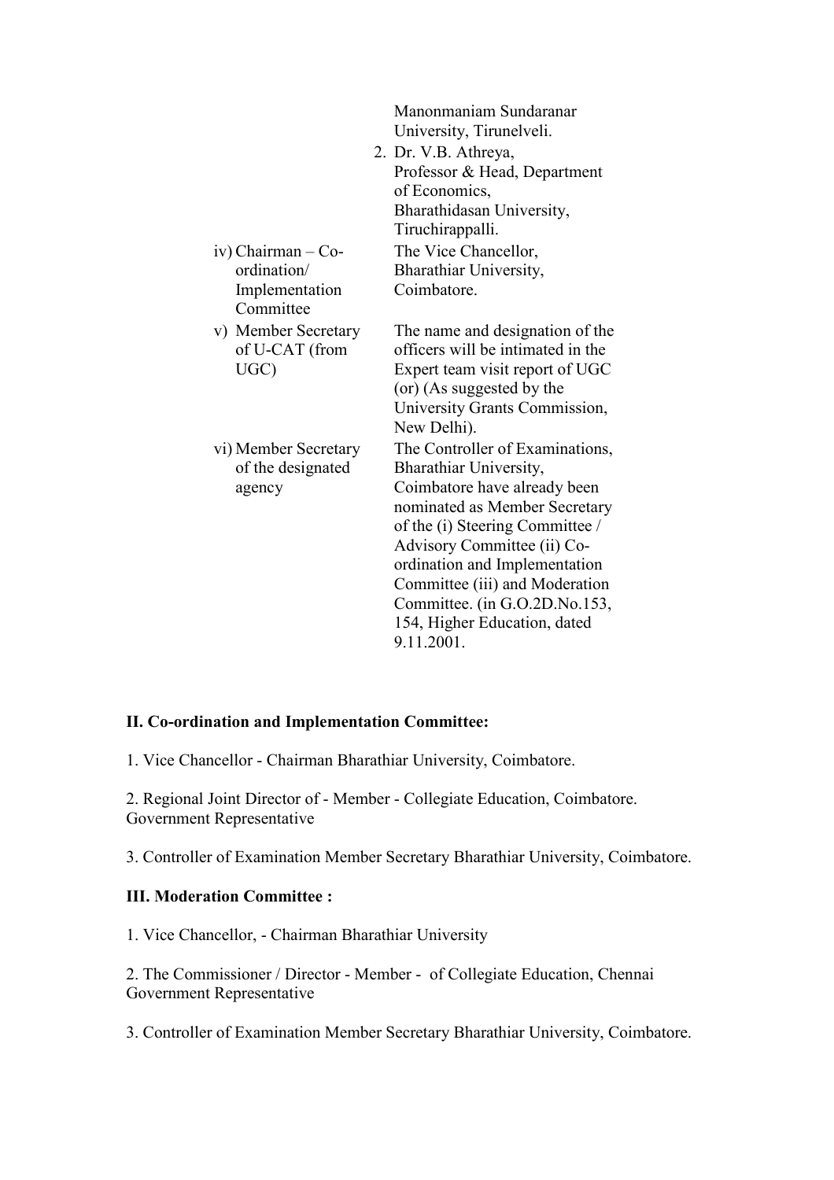| | |
|---|---|
| | Manonmaniam Sundaranar University, Tirunelveli. |
| | 2. Dr. V.B. Athreya, Professor & Head, Department of Economics, Bharathidasan University, Tiruchirappalli. |
| iv) Chairman – Co-ordination/ Implementation Committee | The Vice Chancellor, Bharathiar University, Coimbatore. |
| v) Member Secretary of U-CAT (from UGC) | The name and designation of the officers will be intimated in the Expert team visit report of UGC (or) (As suggested by the University Grants Commission, New Delhi). |
| vi) Member Secretary of the designated agency | The Controller of Examinations, Bharathiar University, Coimbatore have already been nominated as Member Secretary of the (i) Steering Committee / Advisory Committee (ii) Co-ordination and Implementation Committee (iii) and Moderation Committee. (in G.O.2D.No.153, 154, Higher Education, dated 9.11.2001. |

**II. Co-ordination and Implementation Committee:**

1. Vice Chancellor - Chairman Bharathiar University, Coimbatore.

2. Regional Joint Director of - Member - Collegiate Education, Coimbatore. Government Representative

3. Controller of Examination Member Secretary Bharathiar University, Coimbatore.

**III. Moderation Committee :**

1. Vice Chancellor, - Chairman Bharathiar University

2. The Commissioner / Director - Member - of Collegiate Education, Chennai Government Representative

3. Controller of Examination Member Secretary Bharathiar University, Coimbatore.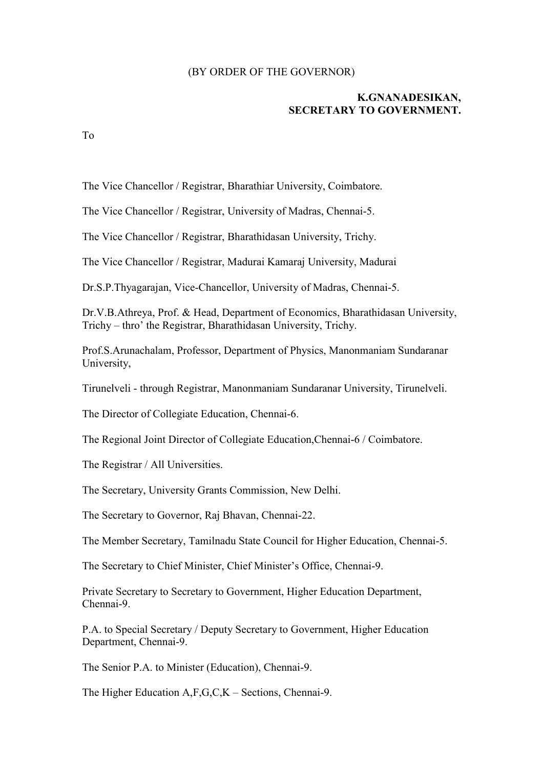(BY ORDER OF THE GOVERNOR)

**K.GNANADESIKAN,**
**SECRETARY TO GOVERNMENT.**

To

The Vice Chancellor / Registrar, Bharathiar University, Coimbatore.

The Vice Chancellor / Registrar, University of Madras, Chennai-5.

The Vice Chancellor / Registrar, Bharathidasan University, Trichy.

The Vice Chancellor / Registrar, Madurai Kamaraj University, Madurai

Dr.S.P.Thyagarajan, Vice-Chancellor, University of Madras, Chennai-5.

Dr.V.B.Athreya, Prof. & Head, Department of Economics, Bharathidasan University, Trichy – thro' the Registrar, Bharathidasan University, Trichy.

Prof.S.Arunachalam, Professor, Department of Physics, Manonmaniam Sundaranar University,

Tirunelveli - through Registrar, Manonmaniam Sundaranar University, Tirunelveli.

The Director of Collegiate Education, Chennai-6.

The Regional Joint Director of Collegiate Education,Chennai-6 / Coimbatore.

The Registrar / All Universities.

The Secretary, University Grants Commission, New Delhi.

The Secretary to Governor, Raj Bhavan, Chennai-22.

The Member Secretary, Tamilnadu State Council for Higher Education, Chennai-5.

The Secretary to Chief Minister, Chief Minister's Office, Chennai-9.

Private Secretary to Secretary to Government, Higher Education Department, Chennai-9.

P.A. to Special Secretary / Deputy Secretary to Government, Higher Education Department, Chennai-9.

The Senior P.A. to Minister (Education), Chennai-9.

The Higher Education A,F,G,C,K – Sections, Chennai-9.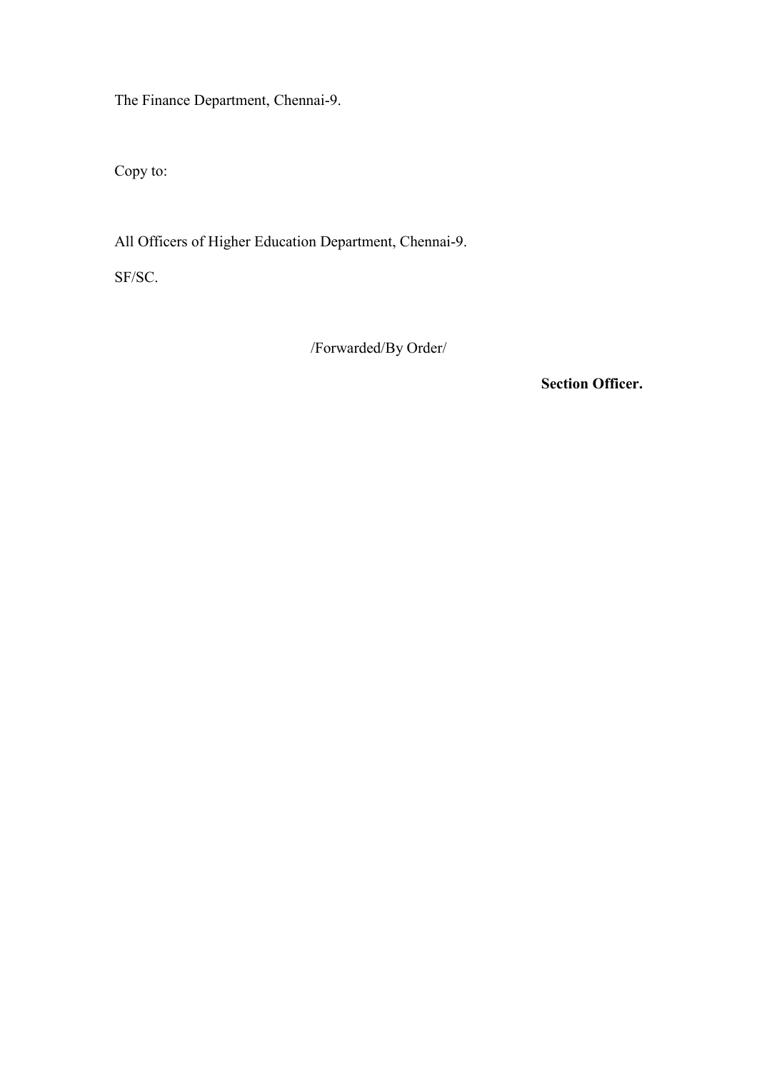The Finance Department, Chennai-9.

Copy to:

All Officers of Higher Education Department, Chennai-9.

SF/SC.

/Forwarded/By Order/

**Section Officer.**